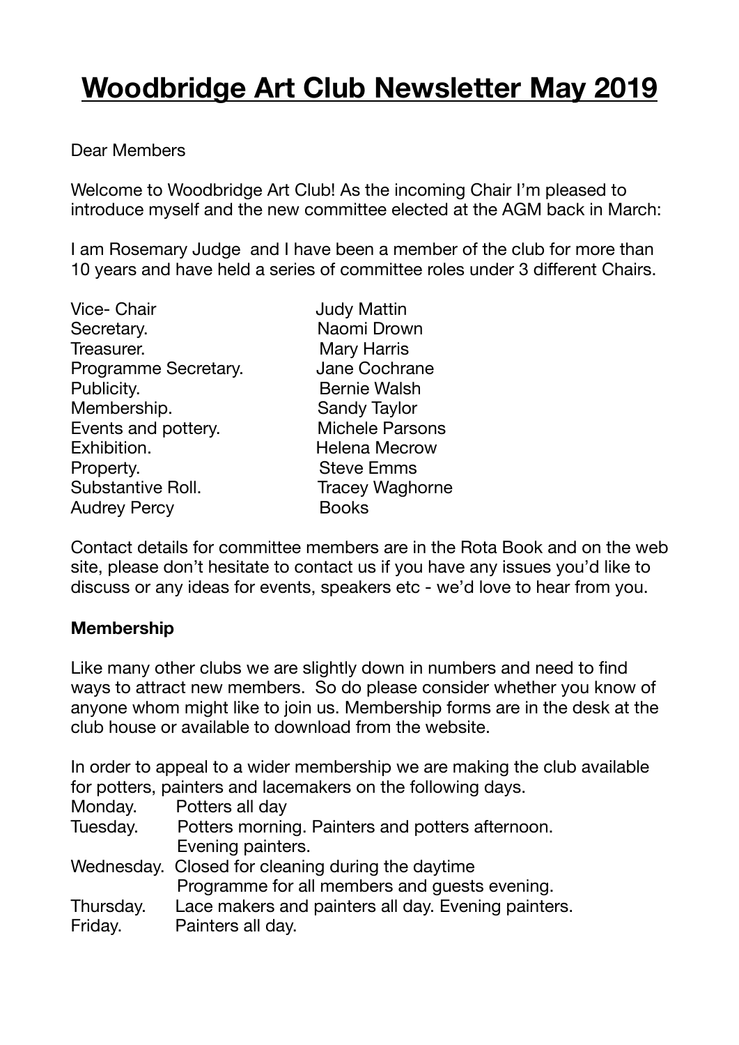# Woodbridge Art Club Newsletter May 2019

Dear Members

Welcome to Woodbridge Art Club! As the incoming Chair I'm pleased to introduce myself and the new committee elected at the AGM back in March:

I am Rosemary Judge and I have been a member of the club for more than 10 years and have held a series of committee roles under 3 different Chairs.

| | |
|---|---|
| Vice- Chair | Judy Mattin |
| Secretary. | Naomi Drown |
| Treasurer. | Mary Harris |
| Programme Secretary. | Jane Cochrane |
| Publicity. | Bernie Walsh |
| Membership. | Sandy Taylor |
| Events and pottery. | Michele Parsons |
| Exhibition. | Helena Mecrow |
| Property. | Steve Emms |
| Substantive Roll. | Tracey Waghorne |
| Audrey Percy | Books |

Contact details for committee members are in the Rota Book and on the web site, please don't hesitate to contact us if you have any issues you'd like to discuss or any ideas for events, speakers etc - we'd love to hear from you.

**Membership**

Like many other clubs we are slightly down in numbers and need to find ways to attract new members. So do please consider whether you know of anyone whom might like to join us. Membership forms are in the desk at the club house or available to download from the website.

In order to appeal to a wider membership we are making the club available for potters, painters and lacemakers on the following days.

| | |
|---|---|
| Monday. | Potters all day |
| Tuesday. | Potters morning. Painters and potters afternoon. Evening painters. |
| Wednesday. | Closed for cleaning during the daytime Programme for all members and guests evening. |
| Thursday. | Lace makers and painters all day. Evening painters. |
| Friday. | Painters all day. |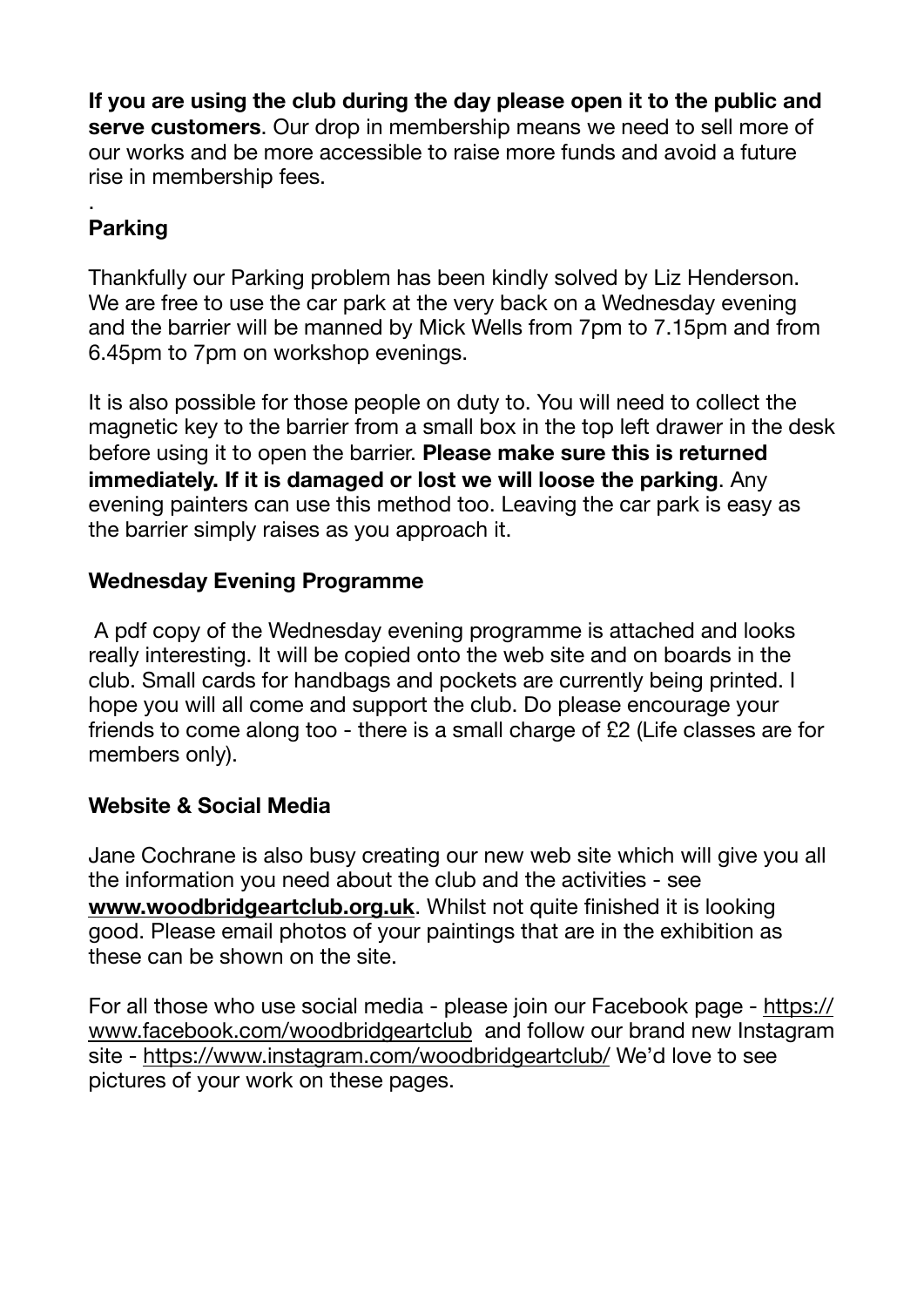**If you are using the club during the day please open it to the public and serve customers**. Our drop in membership means we need to sell more of our works and be more accessible to raise more funds and avoid a future rise in membership fees.

.

**Parking**

Thankfully our Parking problem has been kindly solved by Liz Henderson. We are free to use the car park at the very back on a Wednesday evening and the barrier will be manned by Mick Wells from 7pm to 7.15pm and from 6.45pm to 7pm on workshop evenings.

It is also possible for those people on duty to. You will need to collect the magnetic key to the barrier from a small box in the top left drawer in the desk before using it to open the barrier. **Please make sure this is returned immediately. If it is damaged or lost we will loose the parking**. Any evening painters can use this method too. Leaving the car park is easy as the barrier simply raises as you approach it.

**Wednesday Evening Programme**

A pdf copy of the Wednesday evening programme is attached and looks really interesting. It will be copied onto the web site and on boards in the club. Small cards for handbags and pockets are currently being printed. I hope you will all come and support the club. Do please encourage your friends to come along too - there is a small charge of £2 (Life classes are for members only).

**Website & Social Media**

Jane Cochrane is also busy creating our new web site which will give you all the information you need about the club and the activities - see **www.woodbridgeartclub.org.uk**. Whilst not quite finished it is looking good. Please email photos of your paintings that are in the exhibition as these can be shown on the site.

For all those who use social media - please join our Facebook page - https://www.facebook.com/woodbridgeartclub and follow our brand new Instagram site - https://www.instagram.com/woodbridgeartclub/ We'd love to see pictures of your work on these pages.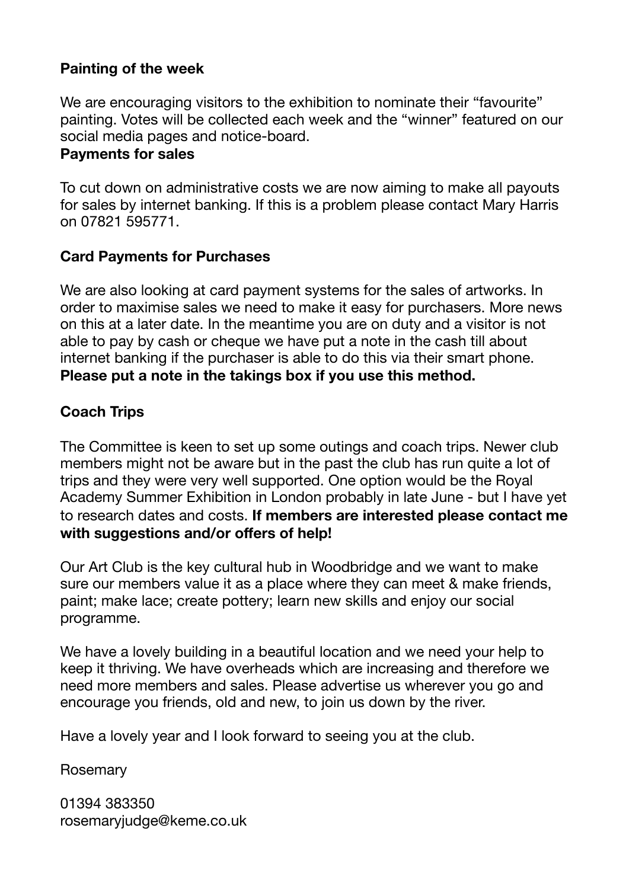**Painting of the week**

We are encouraging visitors to the exhibition to nominate their "favourite" painting. Votes will be collected each week and the "winner" featured on our social media pages and notice-board.

**Payments for sales**

To cut down on administrative costs we are now aiming to make all payouts for sales by internet banking. If this is a problem please contact Mary Harris on 07821 595771.

**Card Payments for Purchases**

We are also looking at card payment systems for the sales of artworks. In order to maximise sales we need to make it easy for purchasers. More news on this at a later date. In the meantime you are on duty and a visitor is not able to pay by cash or cheque we have put a note in the cash till about internet banking if the purchaser is able to do this via their smart phone. **Please put a note in the takings box if you use this method.**

**Coach Trips**

The Committee is keen to set up some outings and coach trips. Newer club members might not be aware but in the past the club has run quite a lot of trips and they were very well supported. One option would be the Royal Academy Summer Exhibition in London probably in late June - but I have yet to research dates and costs. **If members are interested please contact me with suggestions and/or offers of help!**

Our Art Club is the key cultural hub in Woodbridge and we want to make sure our members value it as a place where they can meet & make friends, paint; make lace; create pottery; learn new skills and enjoy our social programme.

We have a lovely building in a beautiful location and we need your help to keep it thriving. We have overheads which are increasing and therefore we need more members and sales. Please advertise us wherever you go and encourage you friends, old and new, to join us down by the river.

Have a lovely year and I look forward to seeing you at the club.

Rosemary

01394 383350
rosemaryjudge@keme.co.uk